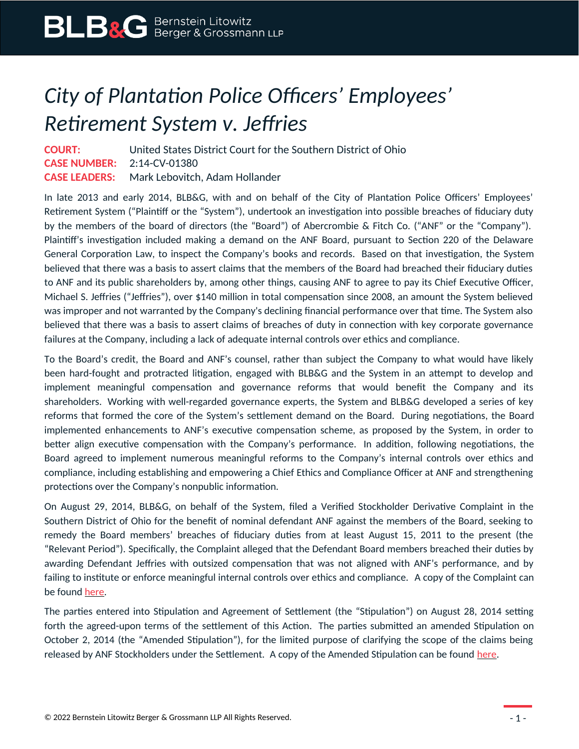# *City of Plantation Police Officers' Employees' Retirement System v. Jeffries*

**COURT:** United States District Court for the Southern District of Ohio
**CASE NUMBER:** 2:14-CV-01380
**CASE LEADERS:** Mark Lebovitch, Adam Hollander

In late 2013 and early 2014, BLB&G, with and on behalf of the City of Plantation Police Officers' Employees' Retirement System ("Plaintiff or the "System"), undertook an investigation into possible breaches of fiduciary duty by the members of the board of directors (the "Board") of Abercrombie & Fitch Co. ("ANF" or the "Company"). Plaintiff's investigation included making a demand on the ANF Board, pursuant to Section 220 of the Delaware General Corporation Law, to inspect the Company's books and records. Based on that investigation, the System believed that there was a basis to assert claims that the members of the Board had breached their fiduciary duties to ANF and its public shareholders by, among other things, causing ANF to agree to pay its Chief Executive Officer, Michael S. Jeffries ("Jeffries"), over $140 million in total compensation since 2008, an amount the System believed was improper and not warranted by the Company's declining financial performance over that time. The System also believed that there was a basis to assert claims of breaches of duty in connection with key corporate governance failures at the Company, including a lack of adequate internal controls over ethics and compliance.

To the Board's credit, the Board and ANF's counsel, rather than subject the Company to what would have likely been hard-fought and protracted litigation, engaged with BLB&G and the System in an attempt to develop and implement meaningful compensation and governance reforms that would benefit the Company and its shareholders. Working with well-regarded governance experts, the System and BLB&G developed a series of key reforms that formed the core of the System's settlement demand on the Board. During negotiations, the Board implemented enhancements to ANF's executive compensation scheme, as proposed by the System, in order to better align executive compensation with the Company's performance. In addition, following negotiations, the Board agreed to implement numerous meaningful reforms to the Company's internal controls over ethics and compliance, including establishing and empowering a Chief Ethics and Compliance Officer at ANF and strengthening protections over the Company's nonpublic information.

On August 29, 2014, BLB&G, on behalf of the System, filed a Verified Stockholder Derivative Complaint in the Southern District of Ohio for the benefit of nominal defendant ANF against the members of the Board, seeking to remedy the Board members' breaches of fiduciary duties from at least August 15, 2011 to the present (the "Relevant Period"). Specifically, the Complaint alleged that the Defendant Board members breached their duties by awarding Defendant Jeffries with outsized compensation that was not aligned with ANF's performance, and by failing to institute or enforce meaningful internal controls over ethics and compliance. A copy of the Complaint can be found here.

The parties entered into Stipulation and Agreement of Settlement (the "Stipulation") on August 28, 2014 setting forth the agreed-upon terms of the settlement of this Action. The parties submitted an amended Stipulation on October 2, 2014 (the "Amended Stipulation"), for the limited purpose of clarifying the scope of the claims being released by ANF Stockholders under the Settlement. A copy of the Amended Stipulation can be found here.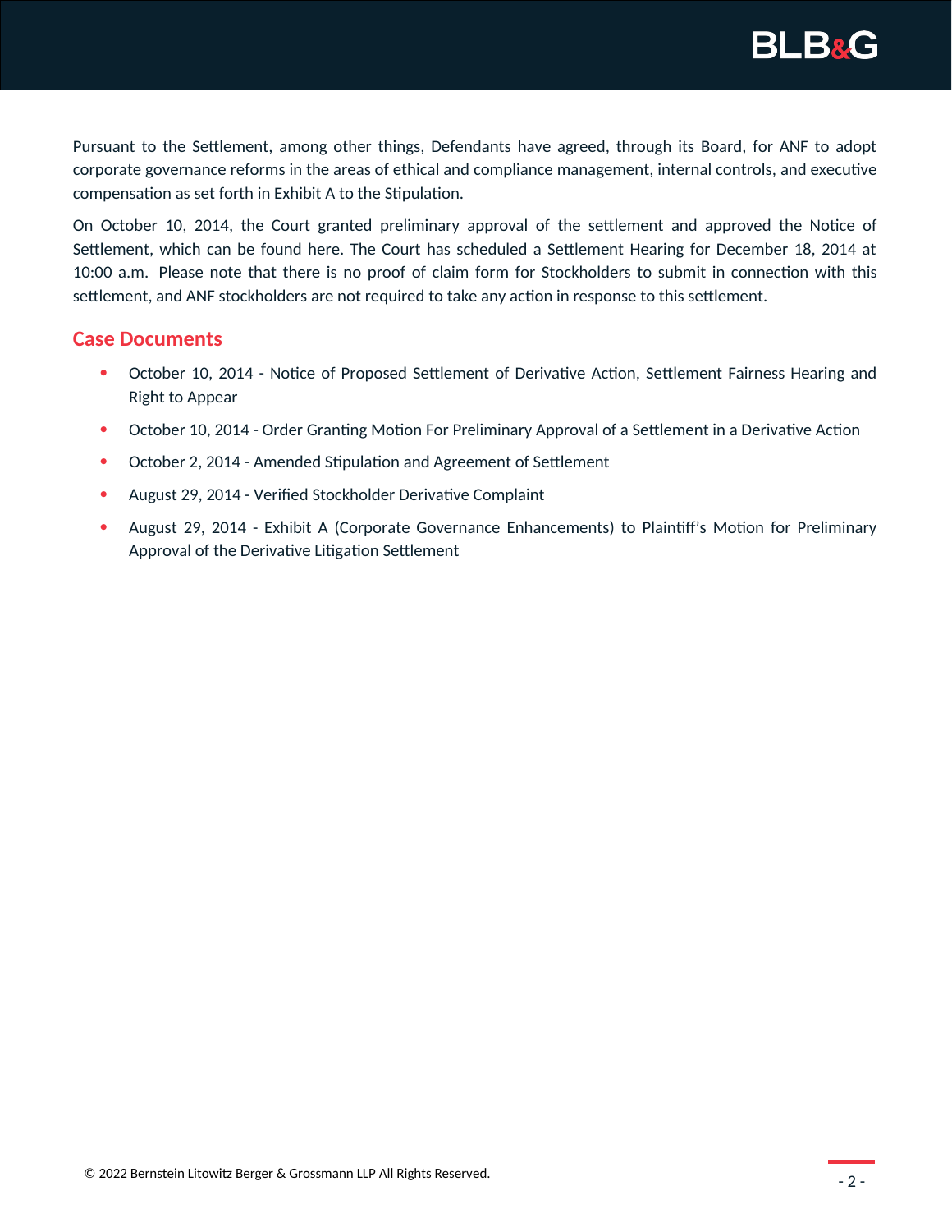Pursuant to the Settlement, among other things, Defendants have agreed, through its Board, for ANF to adopt corporate governance reforms in the areas of ethical and compliance management, internal controls, and executive compensation as set forth in Exhibit A to the Stipulation.

On October 10, 2014, the Court granted preliminary approval of the settlement and approved the Notice of Settlement, which can be found here. The Court has scheduled a Settlement Hearing for December 18, 2014 at 10:00 a.m. Please note that there is no proof of claim form for Stockholders to submit in connection with this settlement, and ANF stockholders are not required to take any action in response to this settlement.

## Case Documents

- October 10, 2014 - Notice of Proposed Settlement of Derivative Action, Settlement Fairness Hearing and Right to Appear
- October 10, 2014 - Order Granting Motion For Preliminary Approval of a Settlement in a Derivative Action
- October 2, 2014 - Amended Stipulation and Agreement of Settlement
- August 29, 2014 - Verified Stockholder Derivative Complaint
- August 29, 2014 - Exhibit A (Corporate Governance Enhancements) to Plaintiff's Motion for Preliminary Approval of the Derivative Litigation Settlement

© 2022 Bernstein Litowitz Berger & Grossmann LLP All Rights Reserved.